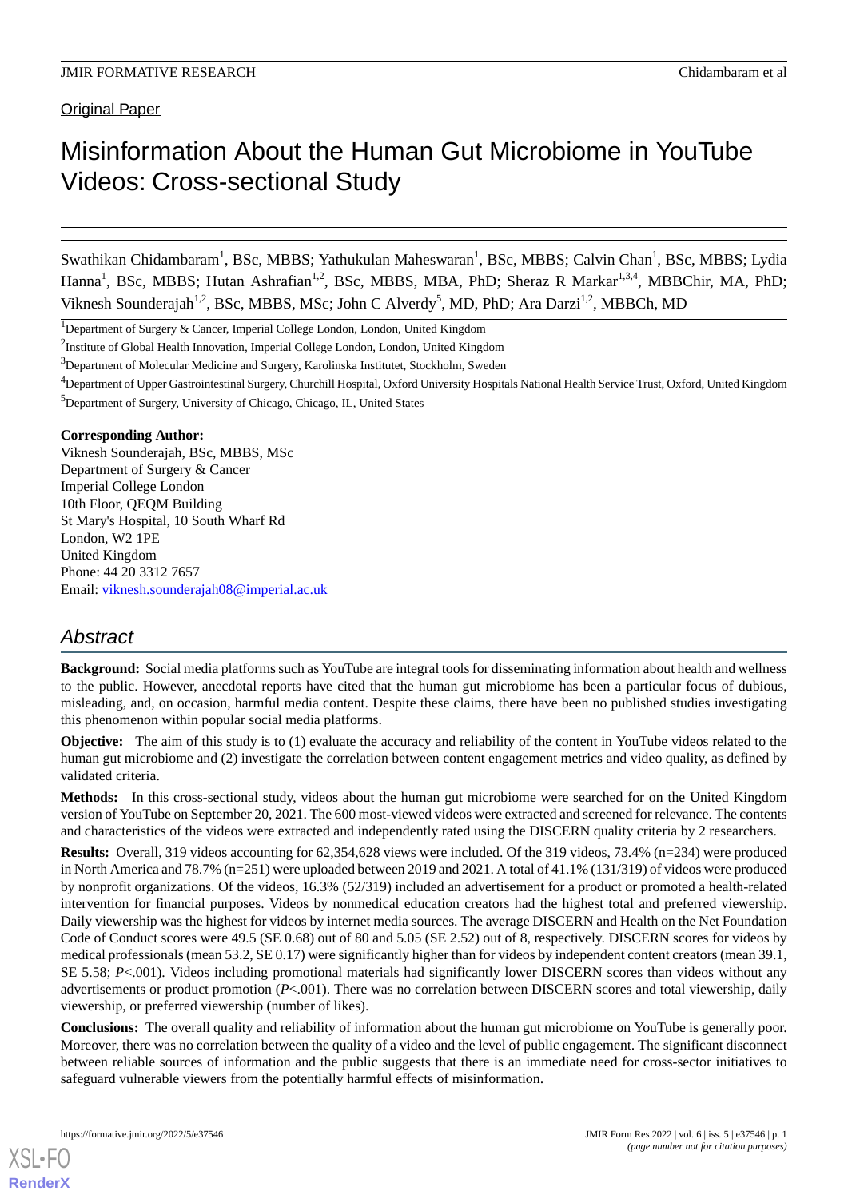Original Paper

# Misinformation About the Human Gut Microbiome in YouTube Videos: Cross-sectional Study

Swathikan Chidambaram[1], BSc, MBBS; Yathukulan Maheswaran[1], BSc, MBBS; Calvin Chan[1], BSc, MBBS; Lydia Hanna[1], BSc, MBBS; Hutan Ashrafian[1,2], BSc, MBBS, MBA, PhD; Sheraz R Markar[1,3,4], MBBChir, MA, PhD; Viknesh Sounderajah[1,2], BSc, MBBS, MSc; John C Alverdy[5], MD, PhD; Ara Darzi[1,2], MBBCh, MD

[1]Department of Surgery & Cancer, Imperial College London, London, United Kingdom

[2]Institute of Global Health Innovation, Imperial College London, London, United Kingdom

[3]Department of Molecular Medicine and Surgery, Karolinska Institutet, Stockholm, Sweden

[4]Department of Upper Gastrointestinal Surgery, Churchill Hospital, Oxford University Hospitals National Health Service Trust, Oxford, United Kingdom

[5]Department of Surgery, University of Chicago, Chicago, IL, United States

**Corresponding Author:**
Viknesh Sounderajah, BSc, MBBS, MSc
Department of Surgery & Cancer
Imperial College London
10th Floor, QEQM Building
St Mary's Hospital, 10 South Wharf Rd
London, W2 1PE
United Kingdom
Phone: 44 20 3312 7657
Email: viknesh.sounderajah08@imperial.ac.uk

## Abstract

**Background:** Social media platforms such as YouTube are integral tools for disseminating information about health and wellness to the public. However, anecdotal reports have cited that the human gut microbiome has been a particular focus of dubious, misleading, and, on occasion, harmful media content. Despite these claims, there have been no published studies investigating this phenomenon within popular social media platforms.

**Objective:** The aim of this study is to (1) evaluate the accuracy and reliability of the content in YouTube videos related to the human gut microbiome and (2) investigate the correlation between content engagement metrics and video quality, as defined by validated criteria.

**Methods:** In this cross-sectional study, videos about the human gut microbiome were searched for on the United Kingdom version of YouTube on September 20, 2021. The 600 most-viewed videos were extracted and screened for relevance. The contents and characteristics of the videos were extracted and independently rated using the DISCERN quality criteria by 2 researchers.

**Results:** Overall, 319 videos accounting for 62,354,628 views were included. Of the 319 videos, 73.4% (n=234) were produced in North America and 78.7% (n=251) were uploaded between 2019 and 2021. A total of 41.1% (131/319) of videos were produced by nonprofit organizations. Of the videos, 16.3% (52/319) included an advertisement for a product or promoted a health-related intervention for financial purposes. Videos by nonmedical education creators had the highest total and preferred viewership. Daily viewership was the highest for videos by internet media sources. The average DISCERN and Health on the Net Foundation Code of Conduct scores were 49.5 (SE 0.68) out of 80 and 5.05 (SE 2.52) out of 8, respectively. DISCERN scores for videos by medical professionals (mean 53.2, SE 0.17) were significantly higher than for videos by independent content creators (mean 39.1, SE 5.58; *P*<.001). Videos including promotional materials had significantly lower DISCERN scores than videos without any advertisements or product promotion (*P*<.001). There was no correlation between DISCERN scores and total viewership, daily viewership, or preferred viewership (number of likes).

**Conclusions:** The overall quality and reliability of information about the human gut microbiome on YouTube is generally poor. Moreover, there was no correlation between the quality of a video and the level of public engagement. The significant disconnect between reliable sources of information and the public suggests that there is an immediate need for cross-sector initiatives to safeguard vulnerable viewers from the potentially harmful effects of misinformation.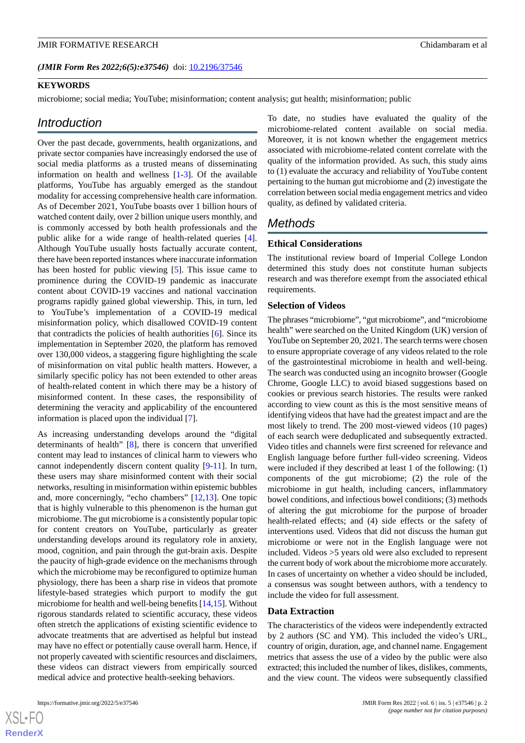(*JMIR Form Res 2022;6(5):e37546*) doi: 10.2196/37546

**KEYWORDS**

microbiome; social media; YouTube; misinformation; content analysis; gut health; misinformation; public

## Introduction

Over the past decade, governments, health organizations, and private sector companies have increasingly endorsed the use of social media platforms as a trusted means of disseminating information on health and wellness [1-3]. Of the available platforms, YouTube has arguably emerged as the standout modality for accessing comprehensive health care information. As of December 2021, YouTube boasts over 1 billion hours of watched content daily, over 2 billion unique users monthly, and is commonly accessed by both health professionals and the public alike for a wide range of health-related queries [4]. Although YouTube usually hosts factually accurate content, there have been reported instances where inaccurate information has been hosted for public viewing [5]. This issue came to prominence during the COVID-19 pandemic as inaccurate content about COVID-19 vaccines and national vaccination programs rapidly gained global viewership. This, in turn, led to YouTube's implementation of a COVID-19 medical misinformation policy, which disallowed COVID-19 content that contradicts the policies of health authorities [6]. Since its implementation in September 2020, the platform has removed over 130,000 videos, a staggering figure highlighting the scale of misinformation on vital public health matters. However, a similarly specific policy has not been extended to other areas of health-related content in which there may be a history of misinformed content. In these cases, the responsibility of determining the veracity and applicability of the encountered information is placed upon the individual [7].

As increasing understanding develops around the "digital determinants of health" [8], there is concern that unverified content may lead to instances of clinical harm to viewers who cannot independently discern content quality [9-11]. In turn, these users may share misinformed content with their social networks, resulting in misinformation within epistemic bubbles and, more concerningly, "echo chambers" [12,13]. One topic that is highly vulnerable to this phenomenon is the human gut microbiome. The gut microbiome is a consistently popular topic for content creators on YouTube, particularly as greater understanding develops around its regulatory role in anxiety, mood, cognition, and pain through the gut-brain axis. Despite the paucity of high-grade evidence on the mechanisms through which the microbiome may be reconfigured to optimize human physiology, there has been a sharp rise in videos that promote lifestyle-based strategies which purport to modify the gut microbiome for health and well-being benefits [14,15]. Without rigorous standards related to scientific accuracy, these videos often stretch the applications of existing scientific evidence to advocate treatments that are advertised as helpful but instead may have no effect or potentially cause overall harm. Hence, if not properly caveated with scientific resources and disclaimers, these videos can distract viewers from empirically sourced medical advice and protective health-seeking behaviors.

To date, no studies have evaluated the quality of the microbiome-related content available on social media. Moreover, it is not known whether the engagement metrics associated with microbiome-related content correlate with the quality of the information provided. As such, this study aims to (1) evaluate the accuracy and reliability of YouTube content pertaining to the human gut microbiome and (2) investigate the correlation between social media engagement metrics and video quality, as defined by validated criteria.

## Methods

### Ethical Considerations

The institutional review board of Imperial College London determined this study does not constitute human subjects research and was therefore exempt from the associated ethical requirements.

### Selection of Videos

The phrases "microbiome", "gut microbiome", and "microbiome health" were searched on the United Kingdom (UK) version of YouTube on September 20, 2021. The search terms were chosen to ensure appropriate coverage of any videos related to the role of the gastrointestinal microbiome in health and well-being. The search was conducted using an incognito browser (Google Chrome, Google LLC) to avoid biased suggestions based on cookies or previous search histories. The results were ranked according to view count as this is the most sensitive means of identifying videos that have had the greatest impact and are the most likely to trend. The 200 most-viewed videos (10 pages) of each search were deduplicated and subsequently extracted. Video titles and channels were first screened for relevance and English language before further full-video screening. Videos were included if they described at least 1 of the following: (1) components of the gut microbiome; (2) the role of the microbiome in gut health, including cancers, inflammatory bowel conditions, and infectious bowel conditions; (3) methods of altering the gut microbiome for the purpose of broader health-related effects; and (4) side effects or the safety of interventions used. Videos that did not discuss the human gut microbiome or were not in the English language were not included. Videos >5 years old were also excluded to represent the current body of work about the microbiome more accurately. In cases of uncertainty on whether a video should be included, a consensus was sought between authors, with a tendency to include the video for full assessment.

### Data Extraction

The characteristics of the videos were independently extracted by 2 authors (SC and YM). This included the video's URL, country of origin, duration, age, and channel name. Engagement metrics that assess the use of a video by the public were also extracted; this included the number of likes, dislikes, comments, and the view count. The videos were subsequently classified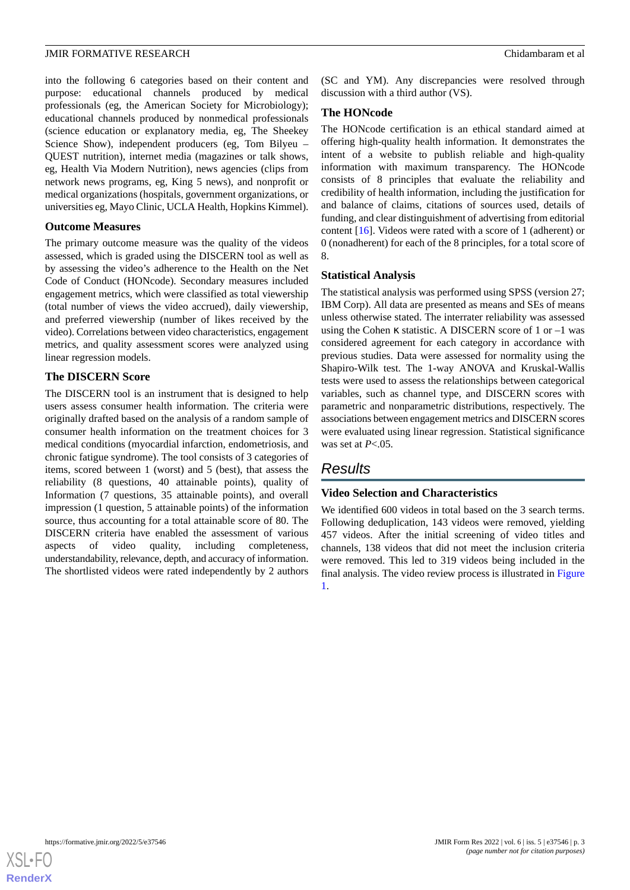into the following 6 categories based on their content and purpose: educational channels produced by medical professionals (eg, the American Society for Microbiology); educational channels produced by nonmedical professionals (science education or explanatory media, eg, The Sheekey Science Show), independent producers (eg, Tom Bilyeu – QUEST nutrition), internet media (magazines or talk shows, eg, Health Via Modern Nutrition), news agencies (clips from network news programs, eg, King 5 news), and nonprofit or medical organizations (hospitals, government organizations, or universities eg, Mayo Clinic, UCLA Health, Hopkins Kimmel).

### Outcome Measures

The primary outcome measure was the quality of the videos assessed, which is graded using the DISCERN tool as well as by assessing the video's adherence to the Health on the Net Code of Conduct (HONcode). Secondary measures included engagement metrics, which were classified as total viewership (total number of views the video accrued), daily viewership, and preferred viewership (number of likes received by the video). Correlations between video characteristics, engagement metrics, and quality assessment scores were analyzed using linear regression models.

### The DISCERN Score

The DISCERN tool is an instrument that is designed to help users assess consumer health information. The criteria were originally drafted based on the analysis of a random sample of consumer health information on the treatment choices for 3 medical conditions (myocardial infarction, endometriosis, and chronic fatigue syndrome). The tool consists of 3 categories of items, scored between 1 (worst) and 5 (best), that assess the reliability (8 questions, 40 attainable points), quality of Information (7 questions, 35 attainable points), and overall impression (1 question, 5 attainable points) of the information source, thus accounting for a total attainable score of 80. The DISCERN criteria have enabled the assessment of various aspects of video quality, including completeness, understandability, relevance, depth, and accuracy of information. The shortlisted videos were rated independently by 2 authors (SC and YM). Any discrepancies were resolved through discussion with a third author (VS).

### The HONcode

The HONcode certification is an ethical standard aimed at offering high-quality health information. It demonstrates the intent of a website to publish reliable and high-quality information with maximum transparency. The HONcode consists of 8 principles that evaluate the reliability and credibility of health information, including the justification for and balance of claims, citations of sources used, details of funding, and clear distinguishment of advertising from editorial content [16]. Videos were rated with a score of 1 (adherent) or 0 (nonadherent) for each of the 8 principles, for a total score of 8.

### Statistical Analysis

The statistical analysis was performed using SPSS (version 27; IBM Corp). All data are presented as means and SEs of means unless otherwise stated. The interrater reliability was assessed using the Cohen $\kappa$ statistic. A DISCERN score of 1 or –1 was considered agreement for each category in accordance with previous studies. Data were assessed for normality using the Shapiro-Wilk test. The 1-way ANOVA and Kruskal-Wallis tests were used to assess the relationships between categorical variables, such as channel type, and DISCERN scores with parametric and nonparametric distributions, respectively. The associations between engagement metrics and DISCERN scores were evaluated using linear regression. Statistical significance was set at $P<.05$.

## Results

### Video Selection and Characteristics

We identified 600 videos in total based on the 3 search terms. Following deduplication, 143 videos were removed, yielding 457 videos. After the initial screening of video titles and channels, 138 videos that did not meet the inclusion criteria were removed. This led to 319 videos being included in the final analysis. The video review process is illustrated in Figure 1.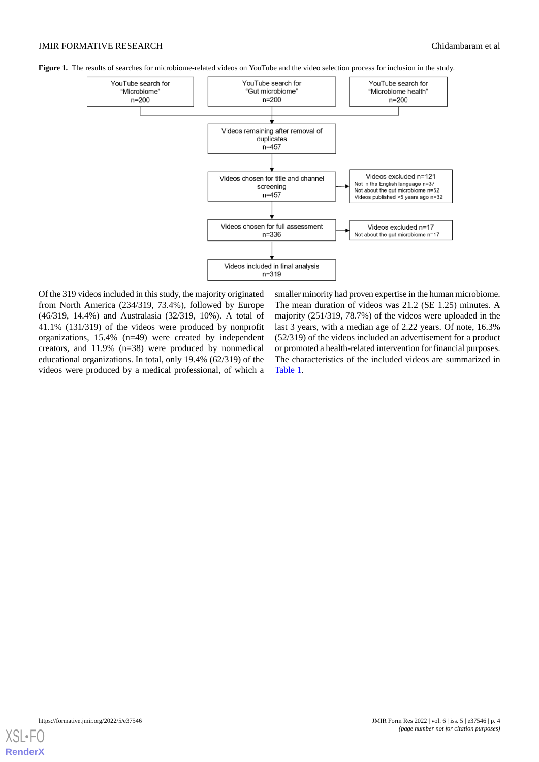**Figure 1.** The results of searches for microbiome-related videos on YouTube and the video selection process for inclusion in the study.

YouTube search for "Microbiome" n=200

YouTube search for "Gut microbiome" n=200

YouTube search for "Microbiome health" n=200

Videos remaining after removal of duplicates n=457

Videos chosen for title and channel screening n=457

Videos excluded n=121
Not in the English language n=37
Not about the gut microbiome n=52
Videos published >5 years ago n=32

Videos chosen for full assessment n=336

Videos excluded n=17
Not about the gut microbiome n=17

Videos included in final analysis n=319

Of the 319 videos included in this study, the majority originated from North America (234/319, 73.4%), followed by Europe (46/319, 14.4%) and Australasia (32/319, 10%). A total of 41.1% (131/319) of the videos were produced by nonprofit organizations, 15.4% (n=49) were created by independent creators, and 11.9% (n=38) were produced by nonmedical educational organizations. In total, only 19.4% (62/319) of the videos were produced by a medical professional, of which a smaller minority had proven expertise in the human microbiome. The mean duration of videos was 21.2 (SE 1.25) minutes. A majority (251/319, 78.7%) of the videos were uploaded in the last 3 years, with a median age of 2.22 years. Of note, 16.3% (52/319) of the videos included an advertisement for a product or promoted a health-related intervention for financial purposes. The characteristics of the included videos are summarized in Table 1.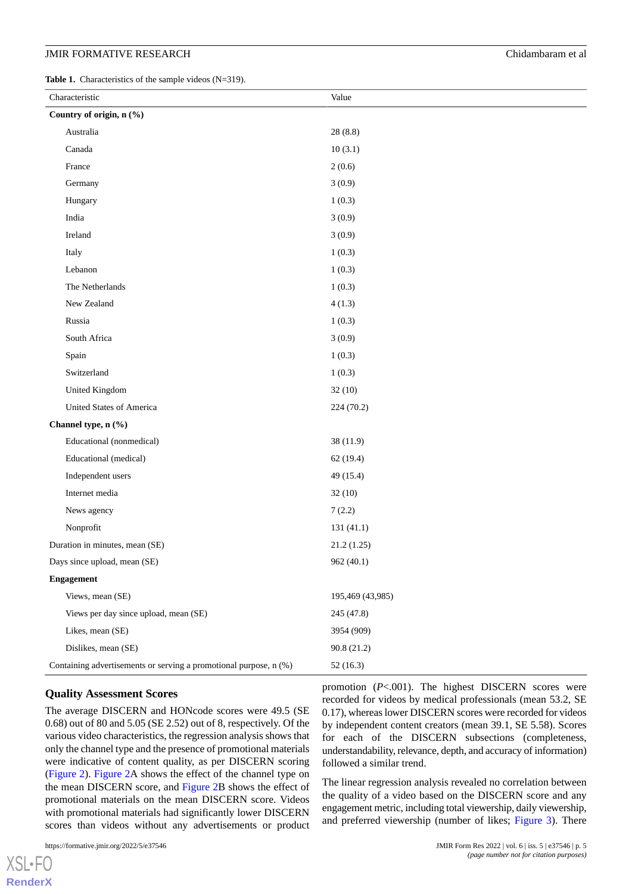**Table 1.** Characteristics of the sample videos (N=319).

| Characteristic | Value |
|---|---|
| **Country of origin, n (%)** | |
| Australia | 28 (8.8) |
| Canada | 10 (3.1) |
| France | 2 (0.6) |
| Germany | 3 (0.9) |
| Hungary | 1 (0.3) |
| India | 3 (0.9) |
| Ireland | 3 (0.9) |
| Italy | 1 (0.3) |
| Lebanon | 1 (0.3) |
| The Netherlands | 1 (0.3) |
| New Zealand | 4 (1.3) |
| Russia | 1 (0.3) |
| South Africa | 3 (0.9) |
| Spain | 1 (0.3) |
| Switzerland | 1 (0.3) |
| United Kingdom | 32 (10) |
| United States of America | 224 (70.2) |
| **Channel type, n (%)** | |
| Educational (nonmedical) | 38 (11.9) |
| Educational (medical) | 62 (19.4) |
| Independent users | 49 (15.4) |
| Internet media | 32 (10) |
| News agency | 7 (2.2) |
| Nonprofit | 131 (41.1) |
| Duration in minutes, mean (SE) | 21.2 (1.25) |
| Days since upload, mean (SE) | 962 (40.1) |
| **Engagement** | |
| Views, mean (SE) | 195,469 (43,985) |
| Views per day since upload, mean (SE) | 245 (47.8) |
| Likes, mean (SE) | 3954 (909) |
| Dislikes, mean (SE) | 90.8 (21.2) |
| Containing advertisements or serving a promotional purpose, n (%) | 52 (16.3) |

### Quality Assessment Scores

The average DISCERN and HONcode scores were 49.5 (SE 0.68) out of 80 and 5.05 (SE 2.52) out of 8, respectively. Of the various video characteristics, the regression analysis shows that only the channel type and the presence of promotional materials were indicative of content quality, as per DISCERN scoring (Figure 2). Figure 2A shows the effect of the channel type on the mean DISCERN score, and Figure 2B shows the effect of promotional materials on the mean DISCERN score. Videos with promotional materials had significantly lower DISCERN scores than videos without any advertisements or product promotion ($P<.001$). The highest DISCERN scores were recorded for videos by medical professionals (mean 53.2, SE 0.17), whereas lower DISCERN scores were recorded for videos by independent content creators (mean 39.1, SE 5.58). Scores for each of the DISCERN subsections (completeness, understandability, relevance, depth, and accuracy of information) followed a similar trend.

The linear regression analysis revealed no correlation between the quality of a video based on the DISCERN score and any engagement metric, including total viewership, daily viewership, and preferred viewership (number of likes; Figure 3). There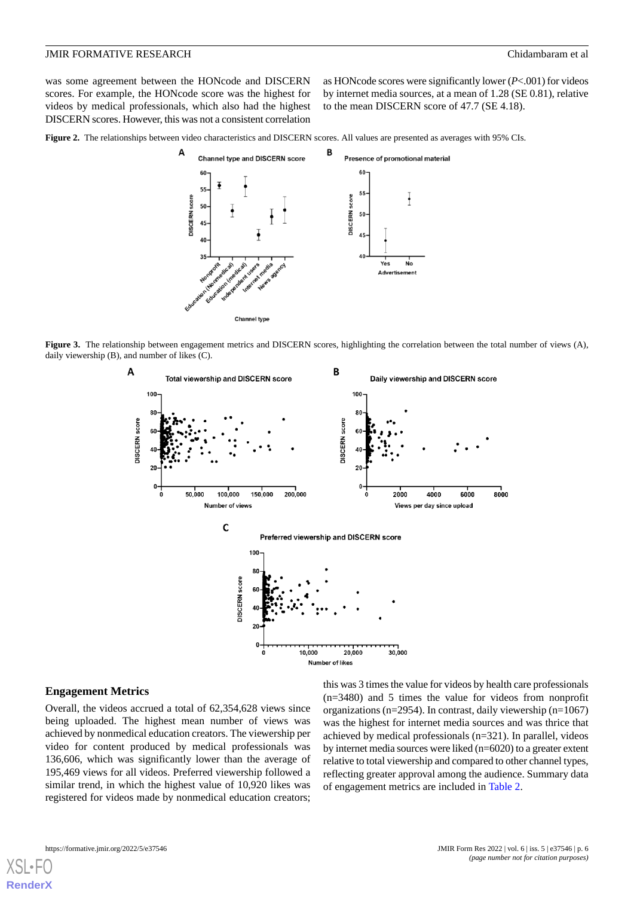was some agreement between the HONcode and DISCERN scores. For example, the HONcode score was the highest for videos by medical professionals, which also had the highest DISCERN scores. However, this was not a consistent correlation as HONcode scores were significantly lower (*P*<.001) for videos by internet media sources, at a mean of 1.28 (SE 0.81), relative to the mean DISCERN score of 47.7 (SE 4.18).

**Figure 2.** The relationships between video characteristics and DISCERN scores. All values are presented as averages with 95% CIs.

A

Channel type and DISCERN score

DISCERN score

60
55
50
45
40
35

Nonprofit
Education (Nonmedical)
Education (medical)
Independent users
Internet media
News agency

Channel type

B

Presence of promotional material

DISCERN score

60
55
50
45
40

Yes
No

Advertisement

**Figure 3.** The relationship between engagement metrics and DISCERN scores, highlighting the correlation between the total number of views (A), daily viewership (B), and number of likes (C).

A

Total viewership and DISCERN score

DISCERN score

100
80
60
40
20
0

0
50,000
100,000
150,000
200,000

Number of views

B

Daily viewership and DISCERN score

DISCERN score

100
80
60
40
20
0

0
2000
4000
6000
8000

Views per day since upload

C

Preferred viewership and DISCERN score

DISCERN score

100
80
60
40
20
0

0
10,000
20,000
30,000

Number of likes

## Engagement Metrics

Overall, the videos accrued a total of 62,354,628 views since being uploaded. The highest mean number of views was achieved by nonmedical education creators. The viewership per video for content produced by medical professionals was 136,606, which was significantly lower than the average of 195,469 views for all videos. Preferred viewership followed a similar trend, in which the highest value of 10,920 likes was registered for videos made by nonmedical education creators; this was 3 times the value for videos by health care professionals (n=3480) and 5 times the value for videos from nonprofit organizations (n=2954). In contrast, daily viewership (n=1067) was the highest for internet media sources and was thrice that achieved by medical professionals (n=321). In parallel, videos by internet media sources were liked (n=6020) to a greater extent relative to total viewership and compared to other channel types, reflecting greater approval among the audience. Summary data of engagement metrics are included in Table 2.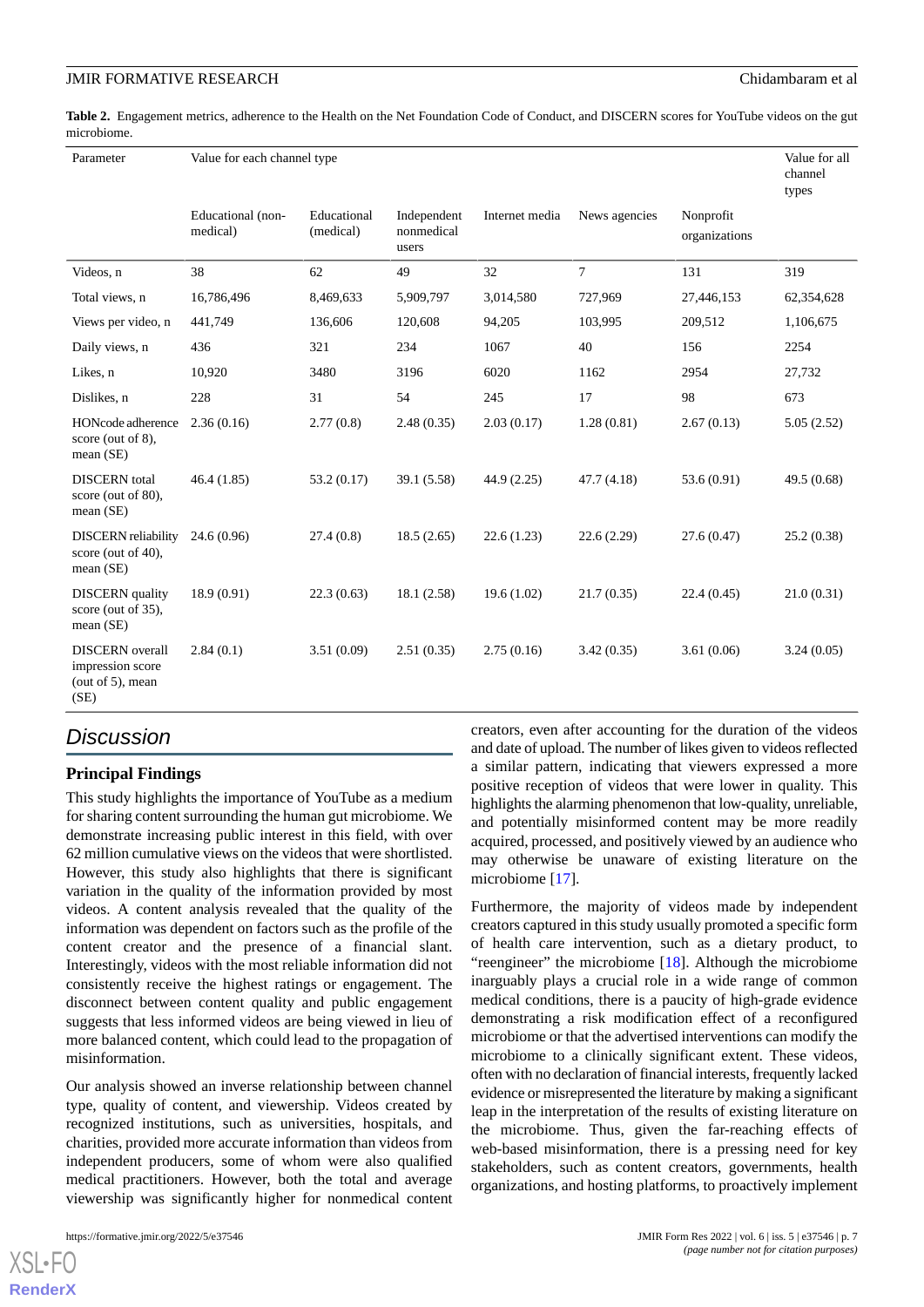**Table 2.** Engagement metrics, adherence to the Health on the Net Foundation Code of Conduct, and DISCERN scores for YouTube videos on the gut microbiome.

| Parameter | Value for each channel type | | | | | | Value for all channel types |
|---|---|---|---|---|---|---|---|
| | Educational (non-medical) | Educational (medical) | Independent nonmedical users | Internet media | News agencies | Nonprofit organizations | |
| Videos, n | 38 | 62 | 49 | 32 | 7 | 131 | 319 |
| Total views, n | 16,786,496 | 8,469,633 | 5,909,797 | 3,014,580 | 727,969 | 27,446,153 | 62,354,628 |
| Views per video, n | 441,749 | 136,606 | 120,608 | 94,205 | 103,995 | 209,512 | 1,106,675 |
| Daily views, n | 436 | 321 | 234 | 1067 | 40 | 156 | 2254 |
| Likes, n | 10,920 | 3480 | 3196 | 6020 | 1162 | 2954 | 27,732 |
| Dislikes, n | 228 | 31 | 54 | 245 | 17 | 98 | 673 |
| HONcode adherence score (out of 8), mean (SE) | 2.36 (0.16) | 2.77 (0.8) | 2.48 (0.35) | 2.03 (0.17) | 1.28 (0.81) | 2.67 (0.13) | 5.05 (2.52) |
| DISCERN total score (out of 80), mean (SE) | 46.4 (1.85) | 53.2 (0.17) | 39.1 (5.58) | 44.9 (2.25) | 47.7 (4.18) | 53.6 (0.91) | 49.5 (0.68) |
| DISCERN reliability score (out of 40), mean (SE) | 24.6 (0.96) | 27.4 (0.8) | 18.5 (2.65) | 22.6 (1.23) | 22.6 (2.29) | 27.6 (0.47) | 25.2 (0.38) |
| DISCERN quality score (out of 35), mean (SE) | 18.9 (0.91) | 22.3 (0.63) | 18.1 (2.58) | 19.6 (1.02) | 21.7 (0.35) | 22.4 (0.45) | 21.0 (0.31) |
| DISCERN overall impression score (out of 5), mean (SE) | 2.84 (0.1) | 3.51 (0.09) | 2.51 (0.35) | 2.75 (0.16) | 3.42 (0.35) | 3.61 (0.06) | 3.24 (0.05) |

## Discussion

### Principal Findings

This study highlights the importance of YouTube as a medium for sharing content surrounding the human gut microbiome. We demonstrate increasing public interest in this field, with over 62 million cumulative views on the videos that were shortlisted. However, this study also highlights that there is significant variation in the quality of the information provided by most videos. A content analysis revealed that the quality of the information was dependent on factors such as the profile of the content creator and the presence of a financial slant. Interestingly, videos with the most reliable information did not consistently receive the highest ratings or engagement. The disconnect between content quality and public engagement suggests that less informed videos are being viewed in lieu of more balanced content, which could lead to the propagation of misinformation.

Our analysis showed an inverse relationship between channel type, quality of content, and viewership. Videos created by recognized institutions, such as universities, hospitals, and charities, provided more accurate information than videos from independent producers, some of whom were also qualified medical practitioners. However, both the total and average viewership was significantly higher for nonmedical content creators, even after accounting for the duration of the videos and date of upload. The number of likes given to videos reflected a similar pattern, indicating that viewers expressed a more positive reception of videos that were lower in quality. This highlights the alarming phenomenon that low-quality, unreliable, and potentially misinformed content may be more readily acquired, processed, and positively viewed by an audience who may otherwise be unaware of existing literature on the microbiome [17].

Furthermore, the majority of videos made by independent creators captured in this study usually promoted a specific form of health care intervention, such as a dietary product, to "reengineer" the microbiome [18]. Although the microbiome inarguably plays a crucial role in a wide range of common medical conditions, there is a paucity of high-grade evidence demonstrating a risk modification effect of a reconfigured microbiome or that the advertised interventions can modify the microbiome to a clinically significant extent. These videos, often with no declaration of financial interests, frequently lacked evidence or misrepresented the literature by making a significant leap in the interpretation of the results of existing literature on the microbiome. Thus, given the far-reaching effects of web-based misinformation, there is a pressing need for key stakeholders, such as content creators, governments, health organizations, and hosting platforms, to proactively implement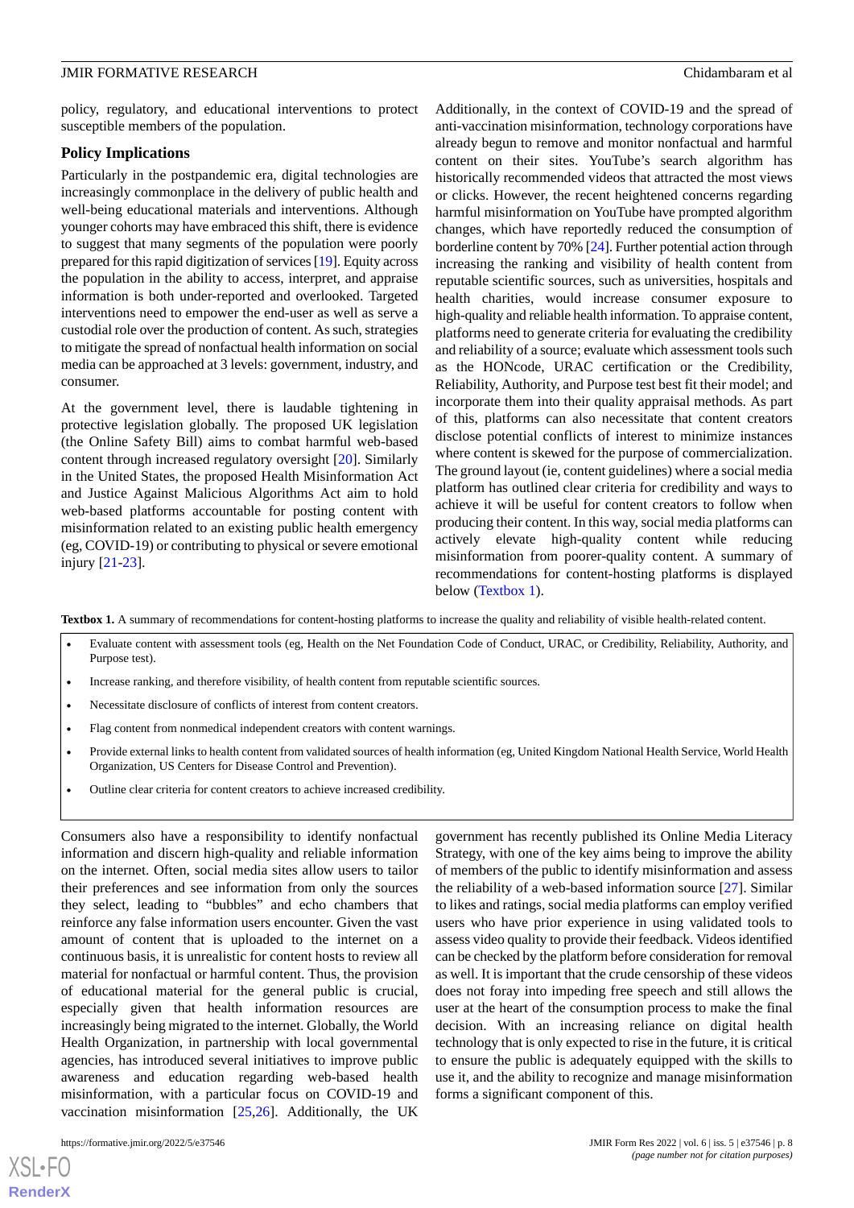policy, regulatory, and educational interventions to protect susceptible members of the population.

## Policy Implications

Particularly in the postpandemic era, digital technologies are increasingly commonplace in the delivery of public health and well-being educational materials and interventions. Although younger cohorts may have embraced this shift, there is evidence to suggest that many segments of the population were poorly prepared for this rapid digitization of services [19]. Equity across the population in the ability to access, interpret, and appraise information is both under-reported and overlooked. Targeted interventions need to empower the end-user as well as serve a custodial role over the production of content. As such, strategies to mitigate the spread of nonfactual health information on social media can be approached at 3 levels: government, industry, and consumer.

At the government level, there is laudable tightening in protective legislation globally. The proposed UK legislation (the Online Safety Bill) aims to combat harmful web-based content through increased regulatory oversight [20]. Similarly in the United States, the proposed Health Misinformation Act and Justice Against Malicious Algorithms Act aim to hold web-based platforms accountable for posting content with misinformation related to an existing public health emergency (eg, COVID-19) or contributing to physical or severe emotional injury [21-23].

Additionally, in the context of COVID-19 and the spread of anti-vaccination misinformation, technology corporations have already begun to remove and monitor nonfactual and harmful content on their sites. YouTube's search algorithm has historically recommended videos that attracted the most views or clicks. However, the recent heightened concerns regarding harmful misinformation on YouTube have prompted algorithm changes, which have reportedly reduced the consumption of borderline content by 70% [24]. Further potential action through increasing the ranking and visibility of health content from reputable scientific sources, such as universities, hospitals and health charities, would increase consumer exposure to high-quality and reliable health information. To appraise content, platforms need to generate criteria for evaluating the credibility and reliability of a source; evaluate which assessment tools such as the HONcode, URAC certification or the Credibility, Reliability, Authority, and Purpose test best fit their model; and incorporate them into their quality appraisal methods. As part of this, platforms can also necessitate that content creators disclose potential conflicts of interest to minimize instances where content is skewed for the purpose of commercialization. The ground layout (ie, content guidelines) where a social media platform has outlined clear criteria for credibility and ways to achieve it will be useful for content creators to follow when producing their content. In this way, social media platforms can actively elevate high-quality content while reducing misinformation from poorer-quality content. A summary of recommendations for content-hosting platforms is displayed below (Textbox 1).

**Textbox 1.** A summary of recommendations for content-hosting platforms to increase the quality and reliability of visible health-related content.

- Evaluate content with assessment tools (eg, Health on the Net Foundation Code of Conduct, URAC, or Credibility, Reliability, Authority, and Purpose test).
- Increase ranking, and therefore visibility, of health content from reputable scientific sources.
- Necessitate disclosure of conflicts of interest from content creators.
- Flag content from nonmedical independent creators with content warnings.
- Provide external links to health content from validated sources of health information (eg, United Kingdom National Health Service, World Health Organization, US Centers for Disease Control and Prevention).
- Outline clear criteria for content creators to achieve increased credibility.

Consumers also have a responsibility to identify nonfactual information and discern high-quality and reliable information on the internet. Often, social media sites allow users to tailor their preferences and see information from only the sources they select, leading to "bubbles" and echo chambers that reinforce any false information users encounter. Given the vast amount of content that is uploaded to the internet on a continuous basis, it is unrealistic for content hosts to review all material for nonfactual or harmful content. Thus, the provision of educational material for the general public is crucial, especially given that health information resources are increasingly being migrated to the internet. Globally, the World Health Organization, in partnership with local governmental agencies, has introduced several initiatives to improve public awareness and education regarding web-based health misinformation, with a particular focus on COVID-19 and vaccination misinformation [25,26]. Additionally, the UK government has recently published its Online Media Literacy Strategy, with one of the key aims being to improve the ability of members of the public to identify misinformation and assess the reliability of a web-based information source [27]. Similar to likes and ratings, social media platforms can employ verified users who have prior experience in using validated tools to assess video quality to provide their feedback. Videos identified can be checked by the platform before consideration for removal as well. It is important that the crude censorship of these videos does not foray into impeding free speech and still allows the user at the heart of the consumption process to make the final decision. With an increasing reliance on digital health technology that is only expected to rise in the future, it is critical to ensure the public is adequately equipped with the skills to use it, and the ability to recognize and manage misinformation forms a significant component of this.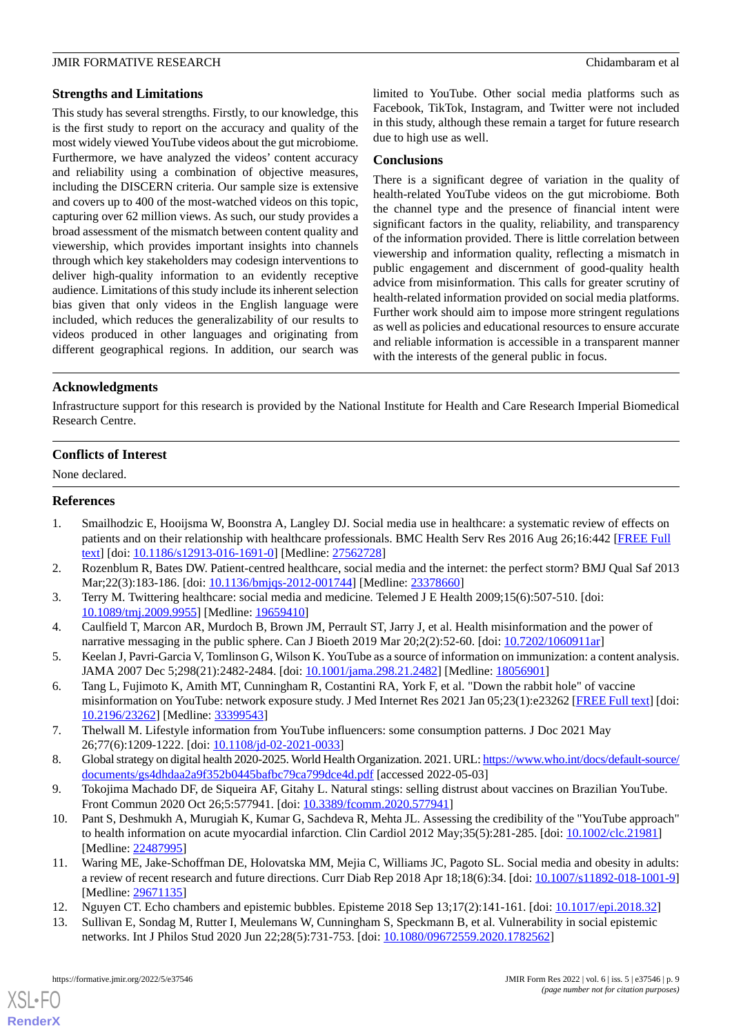### Strengths and Limitations

This study has several strengths. Firstly, to our knowledge, this is the first study to report on the accuracy and quality of the most widely viewed YouTube videos about the gut microbiome. Furthermore, we have analyzed the videos' content accuracy and reliability using a combination of objective measures, including the DISCERN criteria. Our sample size is extensive and covers up to 400 of the most-watched videos on this topic, capturing over 62 million views. As such, our study provides a broad assessment of the mismatch between content quality and viewership, which provides important insights into channels through which key stakeholders may codesign interventions to deliver high-quality information to an evidently receptive audience. Limitations of this study include its inherent selection bias given that only videos in the English language were included, which reduces the generalizability of our results to videos produced in other languages and originating from different geographical regions. In addition, our search was limited to YouTube. Other social media platforms such as Facebook, TikTok, Instagram, and Twitter were not included in this study, although these remain a target for future research due to high use as well.

### Conclusions

There is a significant degree of variation in the quality of health-related YouTube videos on the gut microbiome. Both the channel type and the presence of financial intent were significant factors in the quality, reliability, and transparency of the information provided. There is little correlation between viewership and information quality, reflecting a mismatch in public engagement and discernment of good-quality health advice from misinformation. This calls for greater scrutiny of health-related information provided on social media platforms. Further work should aim to impose more stringent regulations as well as policies and educational resources to ensure accurate and reliable information is accessible in a transparent manner with the interests of the general public in focus.

## Acknowledgments

Infrastructure support for this research is provided by the National Institute for Health and Care Research Imperial Biomedical Research Centre.

## Conflicts of Interest

None declared.

## References

1. Smailhodzic E, Hooijsma W, Boonstra A, Langley DJ. Social media use in healthcare: a systematic review of effects on patients and on their relationship with healthcare professionals. BMC Health Serv Res 2016 Aug 26;16:442 [FREE Full text] [doi: 10.1186/s12913-016-1691-0] [Medline: 27562728]
2. Rozenblum R, Bates DW. Patient-centred healthcare, social media and the internet: the perfect storm? BMJ Qual Saf 2013 Mar;22(3):183-186. [doi: 10.1136/bmjqs-2012-001744] [Medline: 23378660]
3. Terry M. Twittering healthcare: social media and medicine. Telemed J E Health 2009;15(6):507-510. [doi: 10.1089/tmj.2009.9955] [Medline: 19659410]
4. Caulfield T, Marcon AR, Murdoch B, Brown JM, Perrault ST, Jarry J, et al. Health misinformation and the power of narrative messaging in the public sphere. Can J Bioeth 2019 Mar 20;2(2):52-60. [doi: 10.7202/1060911ar]
5. Keelan J, Pavri-Garcia V, Tomlinson G, Wilson K. YouTube as a source of information on immunization: a content analysis. JAMA 2007 Dec 5;298(21):2482-2484. [doi: 10.1001/jama.298.21.2482] [Medline: 18056901]
6. Tang L, Fujimoto K, Amith MT, Cunningham R, Costantini RA, York F, et al. "Down the rabbit hole" of vaccine misinformation on YouTube: network exposure study. J Med Internet Res 2021 Jan 05;23(1):e23262 [FREE Full text] [doi: 10.2196/23262] [Medline: 33399543]
7. Thelwall M. Lifestyle information from YouTube influencers: some consumption patterns. J Doc 2021 May 26;77(6):1209-1222. [doi: 10.1108/jd-02-2021-0033]
8. Global strategy on digital health 2020-2025. World Health Organization. 2021. URL: https://www.who.int/docs/default-source/documents/gs4dhdaa2a9f352b0445bafbc79ca799dce4d.pdf [accessed 2022-05-03]
9. Tokojima Machado DF, de Siqueira AF, Gitahy L. Natural stings: selling distrust about vaccines on Brazilian YouTube. Front Commun 2020 Oct 26;5:577941. [doi: 10.3389/fcomm.2020.577941]
10. Pant S, Deshmukh A, Murugiah K, Kumar G, Sachdeva R, Mehta JL. Assessing the credibility of the "YouTube approach" to health information on acute myocardial infarction. Clin Cardiol 2012 May;35(5):281-285. [doi: 10.1002/clc.21981] [Medline: 22487995]
11. Waring ME, Jake-Schoffman DE, Holovatska MM, Mejia C, Williams JC, Pagoto SL. Social media and obesity in adults: a review of recent research and future directions. Curr Diab Rep 2018 Apr 18;18(6):34. [doi: 10.1007/s11892-018-1001-9] [Medline: 29671135]
12. Nguyen CT. Echo chambers and epistemic bubbles. Episteme 2018 Sep 13;17(2):141-161. [doi: 10.1017/epi.2018.32]
13. Sullivan E, Sondag M, Rutter I, Meulemans W, Cunningham S, Speckmann B, et al. Vulnerability in social epistemic networks. Int J Philos Stud 2020 Jun 22;28(5):731-753. [doi: 10.1080/09672559.2020.1782562]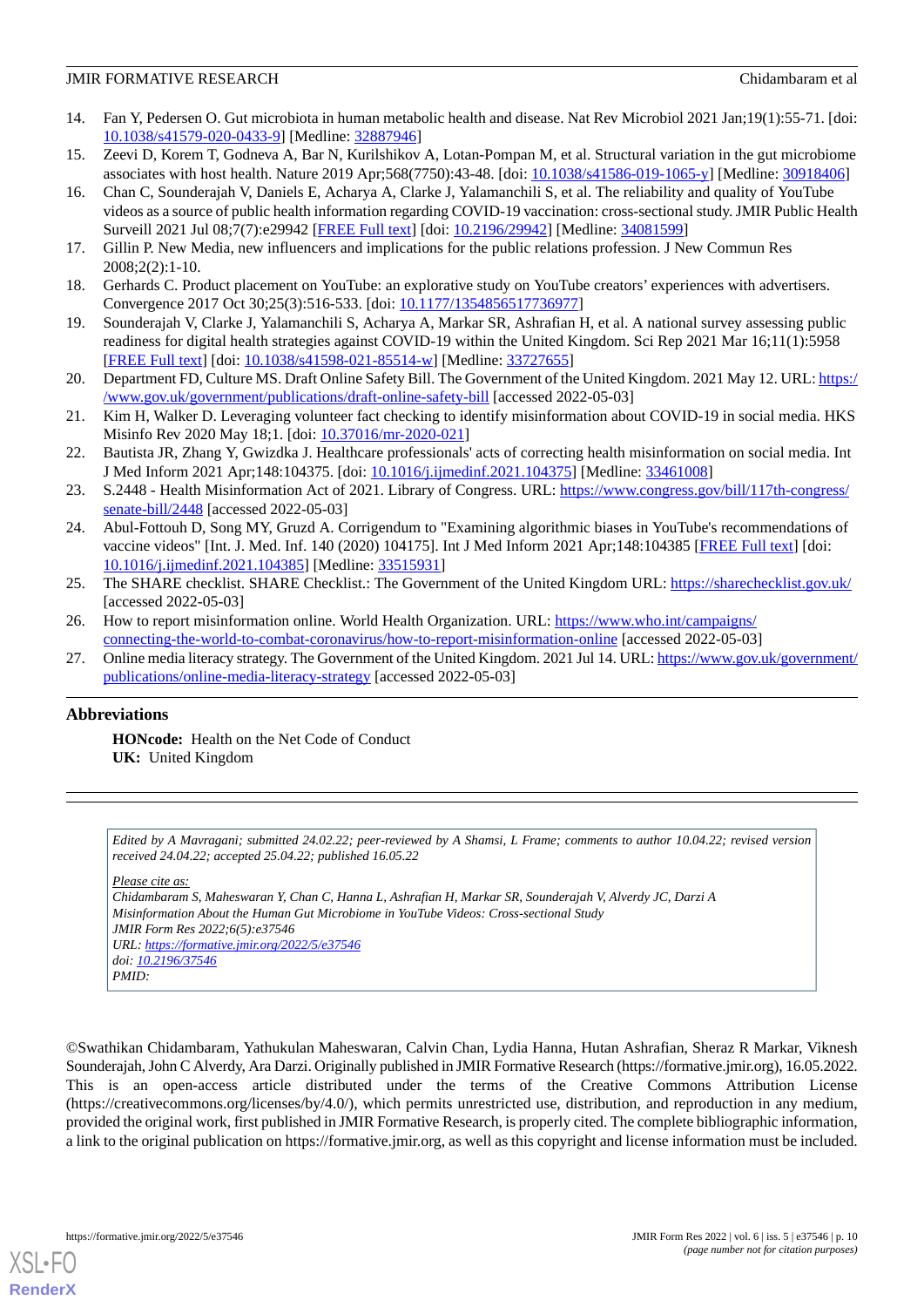14. Fan Y, Pedersen O. Gut microbiota in human metabolic health and disease. Nat Rev Microbiol 2021 Jan;19(1):55-71. [doi: 10.1038/s41579-020-0433-9] [Medline: 32887946]
15. Zeevi D, Korem T, Godneva A, Bar N, Kurilshikov A, Lotan-Pompan M, et al. Structural variation in the gut microbiome associates with host health. Nature 2019 Apr;568(7750):43-48. [doi: 10.1038/s41586-019-1065-y] [Medline: 30918406]
16. Chan C, Sounderajah V, Daniels E, Acharya A, Clarke J, Yalamanchili S, et al. The reliability and quality of YouTube videos as a source of public health information regarding COVID-19 vaccination: cross-sectional study. JMIR Public Health Surveill 2021 Jul 08;7(7):e29942 [FREE Full text] [doi: 10.2196/29942] [Medline: 34081599]
17. Gillin P. New Media, new influencers and implications for the public relations profession. J New Commun Res 2008;2(2):1-10.
18. Gerhards C. Product placement on YouTube: an explorative study on YouTube creators' experiences with advertisers. Convergence 2017 Oct 30;25(3):516-533. [doi: 10.1177/1354856517736977]
19. Sounderajah V, Clarke J, Yalamanchili S, Acharya A, Markar SR, Ashrafian H, et al. A national survey assessing public readiness for digital health strategies against COVID-19 within the United Kingdom. Sci Rep 2021 Mar 16;11(1):5958 [FREE Full text] [doi: 10.1038/s41598-021-85514-w] [Medline: 33727655]
20. Department FD, Culture MS. Draft Online Safety Bill. The Government of the United Kingdom. 2021 May 12. URL: https://www.gov.uk/government/publications/draft-online-safety-bill [accessed 2022-05-03]
21. Kim H, Walker D. Leveraging volunteer fact checking to identify misinformation about COVID-19 in social media. HKS Misinfo Rev 2020 May 18;1. [doi: 10.37016/mr-2020-021]
22. Bautista JR, Zhang Y, Gwizdka J. Healthcare professionals' acts of correcting health misinformation on social media. Int J Med Inform 2021 Apr;148:104375. [doi: 10.1016/j.ijmedinf.2021.104375] [Medline: 33461008]
23. S.2448 - Health Misinformation Act of 2021. Library of Congress. URL: https://www.congress.gov/bill/117th-congress/senate-bill/2448 [accessed 2022-05-03]
24. Abul-Fottouh D, Song MY, Gruzd A. Corrigendum to "Examining algorithmic biases in YouTube's recommendations of vaccine videos" [Int. J. Med. Inf. 140 (2020) 104175]. Int J Med Inform 2021 Apr;148:104385 [FREE Full text] [doi: 10.1016/j.ijmedinf.2021.104385] [Medline: 33515931]
25. The SHARE checklist. SHARE Checklist.: The Government of the United Kingdom URL: https://sharechecklist.gov.uk/ [accessed 2022-05-03]
26. How to report misinformation online. World Health Organization. URL: https://www.who.int/campaigns/connecting-the-world-to-combat-coronavirus/how-to-report-misinformation-online [accessed 2022-05-03]
27. Online media literacy strategy. The Government of the United Kingdom. 2021 Jul 14. URL: https://www.gov.uk/government/publications/online-media-literacy-strategy [accessed 2022-05-03]

## Abbreviations

**HONcode:** Health on the Net Code of Conduct
**UK:** United Kingdom

*Edited by A Mavragani; submitted 24.02.22; peer-reviewed by A Shamsi, L Frame; comments to author 10.04.22; revised version received 24.04.22; accepted 25.04.22; published 16.05.22*

*Please cite as:*
*Chidambaram S, Maheswaran Y, Chan C, Hanna L, Ashrafian H, Markar SR, Sounderajah V, Alverdy JC, Darzi A*
*Misinformation About the Human Gut Microbiome in YouTube Videos: Cross-sectional Study*
*JMIR Form Res 2022;6(5):e37546*
*URL: https://formative.jmir.org/2022/5/e37546*
*doi: 10.2196/37546*
*PMID:*

©Swathikan Chidambaram, Yathukulan Maheswaran, Calvin Chan, Lydia Hanna, Hutan Ashrafian, Sheraz R Markar, Viknesh Sounderajah, John C Alverdy, Ara Darzi. Originally published in JMIR Formative Research (https://formative.jmir.org), 16.05.2022. This is an open-access article distributed under the terms of the Creative Commons Attribution License (https://creativecommons.org/licenses/by/4.0/), which permits unrestricted use, distribution, and reproduction in any medium, provided the original work, first published in JMIR Formative Research, is properly cited. The complete bibliographic information, a link to the original publication on https://formative.jmir.org, as well as this copyright and license information must be included.